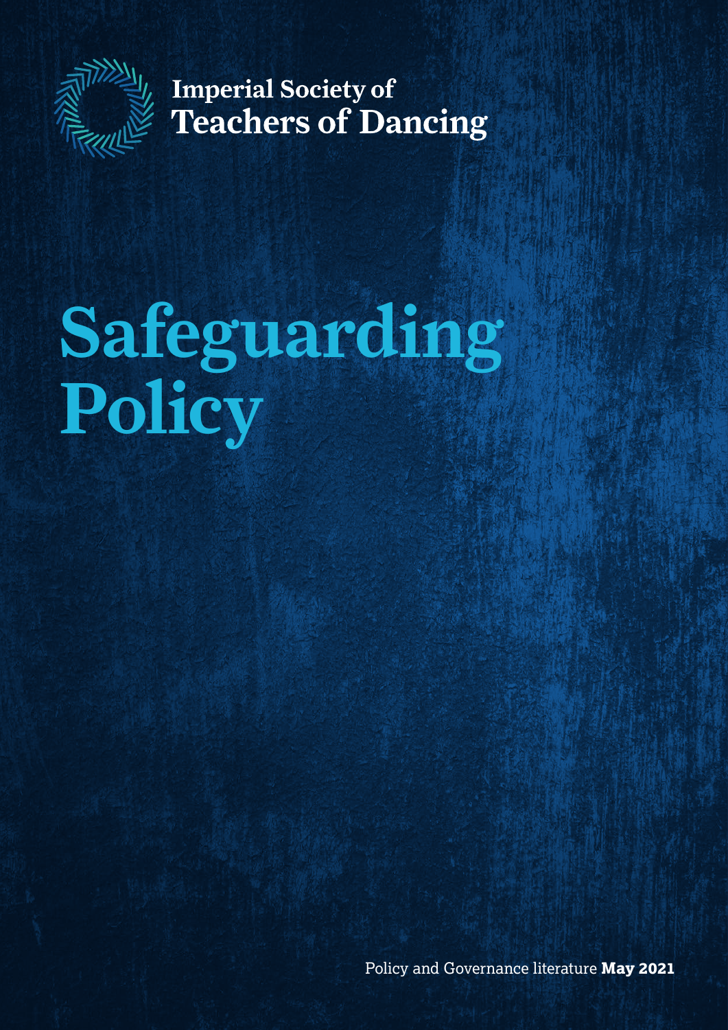Imperial Society of
Teachers of Dancing

# Safeguarding Policy

Policy and Governance literature **May 2021**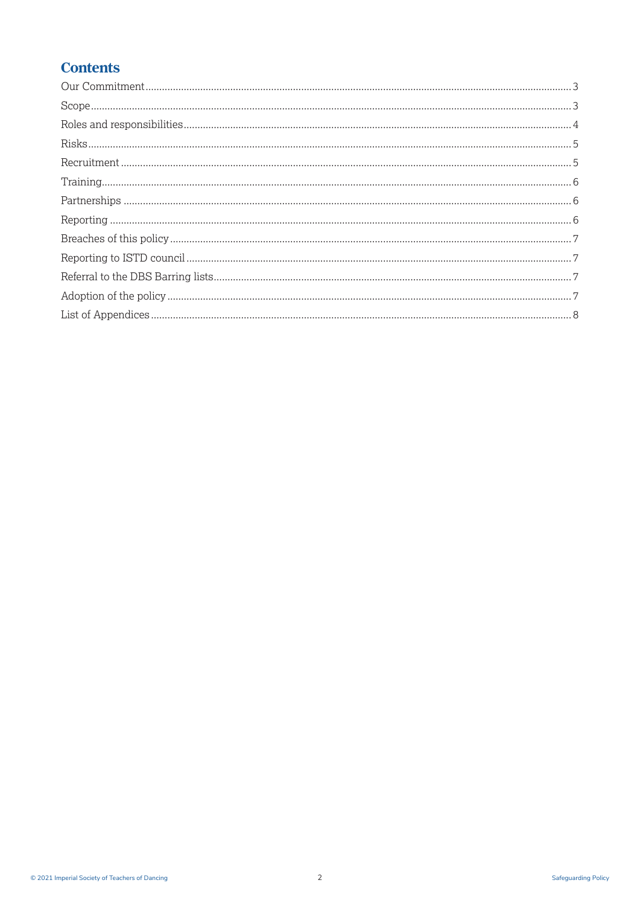## Contents

- Our Commitment ........ 3
- Scope ........ 3
- Roles and responsibilities ........ 4
- Risks ........ 5
- Recruitment ........ 5
- Training ........ 6
- Partnerships ........ 6
- Reporting ........ 6
- Breaches of this policy ........ 7
- Reporting to ISTD council ........ 7
- Referral to the DBS Barring lists ........ 7
- Adoption of the policy ........ 7
- List of Appendices ........ 8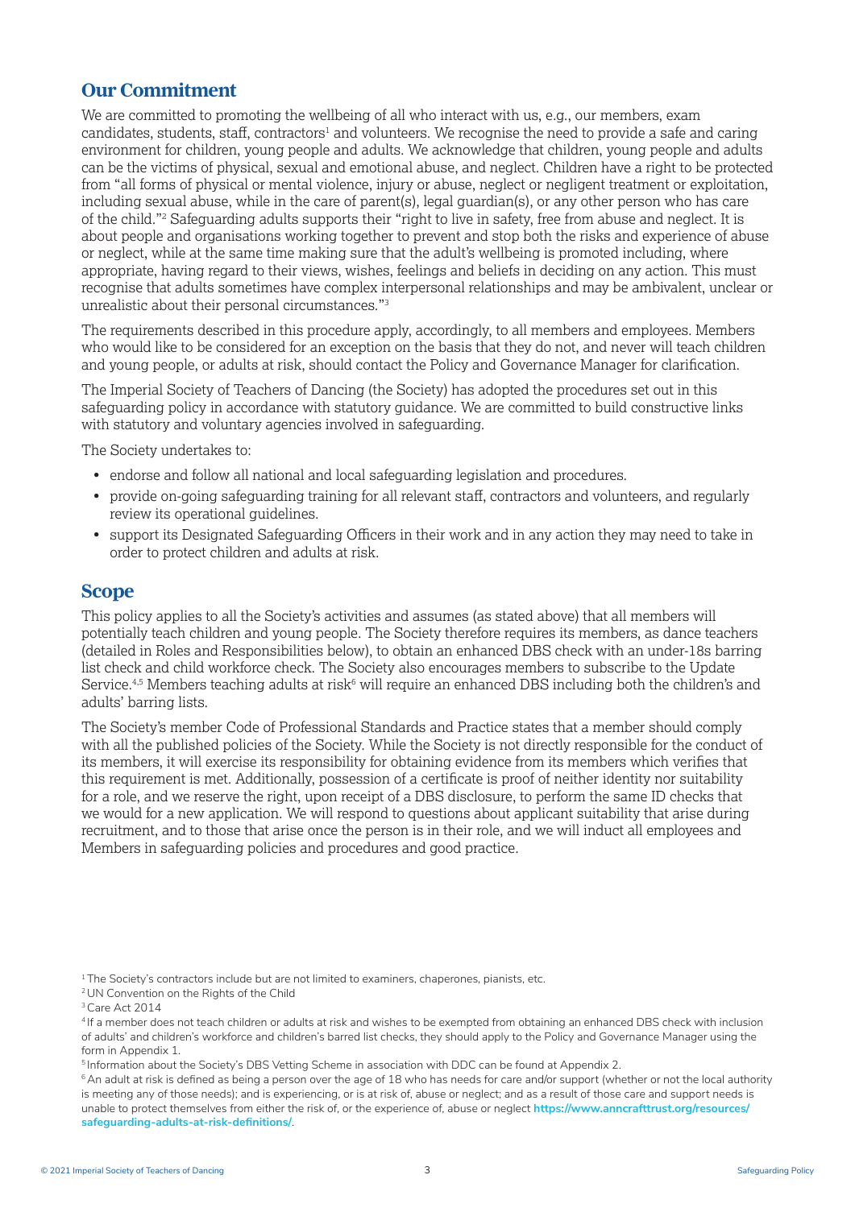## Our Commitment

We are committed to promoting the wellbeing of all who interact with us, e.g., our members, exam candidates, students, staff, contractors[1] and volunteers. We recognise the need to provide a safe and caring environment for children, young people and adults. We acknowledge that children, young people and adults can be the victims of physical, sexual and emotional abuse, and neglect. Children have a right to be protected from "all forms of physical or mental violence, injury or abuse, neglect or negligent treatment or exploitation, including sexual abuse, while in the care of parent(s), legal guardian(s), or any other person who has care of the child."[2] Safeguarding adults supports their "right to live in safety, free from abuse and neglect. It is about people and organisations working together to prevent and stop both the risks and experience of abuse or neglect, while at the same time making sure that the adult's wellbeing is promoted including, where appropriate, having regard to their views, wishes, feelings and beliefs in deciding on any action. This must recognise that adults sometimes have complex interpersonal relationships and may be ambivalent, unclear or unrealistic about their personal circumstances."[3]

The requirements described in this procedure apply, accordingly, to all members and employees. Members who would like to be considered for an exception on the basis that they do not, and never will teach children and young people, or adults at risk, should contact the Policy and Governance Manager for clarification.

The Imperial Society of Teachers of Dancing (the Society) has adopted the procedures set out in this safeguarding policy in accordance with statutory guidance. We are committed to build constructive links with statutory and voluntary agencies involved in safeguarding.

The Society undertakes to:

- endorse and follow all national and local safeguarding legislation and procedures.
- provide on-going safeguarding training for all relevant staff, contractors and volunteers, and regularly review its operational guidelines.
- support its Designated Safeguarding Officers in their work and in any action they may need to take in order to protect children and adults at risk.

## Scope

This policy applies to all the Society's activities and assumes (as stated above) that all members will potentially teach children and young people. The Society therefore requires its members, as dance teachers (detailed in Roles and Responsibilities below), to obtain an enhanced DBS check with an under-18s barring list check and child workforce check. The Society also encourages members to subscribe to the Update Service.[4,5] Members teaching adults at risk[6] will require an enhanced DBS including both the children's and adults' barring lists.

The Society's member Code of Professional Standards and Practice states that a member should comply with all the published policies of the Society. While the Society is not directly responsible for the conduct of its members, it will exercise its responsibility for obtaining evidence from its members which verifies that this requirement is met. Additionally, possession of a certificate is proof of neither identity nor suitability for a role, and we reserve the right, upon receipt of a DBS disclosure, to perform the same ID checks that we would for a new application. We will respond to questions about applicant suitability that arise during recruitment, and to those that arise once the person is in their role, and we will induct all employees and Members in safeguarding policies and procedures and good practice.

[1] The Society's contractors include but are not limited to examiners, chaperones, pianists, etc.

[2] UN Convention on the Rights of the Child

[3] Care Act 2014

[4] If a member does not teach children or adults at risk and wishes to be exempted from obtaining an enhanced DBS check with inclusion of adults' and children's workforce and children's barred list checks, they should apply to the Policy and Governance Manager using the form in Appendix 1.

[5] Information about the Society's DBS Vetting Scheme in association with DDC can be found at Appendix 2.

[6] An adult at risk is defined as being a person over the age of 18 who has needs for care and/or support (whether or not the local authority is meeting any of those needs); and is experiencing, or is at risk of, abuse or neglect; and as a result of those care and support needs is unable to protect themselves from either the risk of, or the experience of, abuse or neglect **https://www.anncrafttrust.org/resources/safeguarding-adults-at-risk-definitions/**.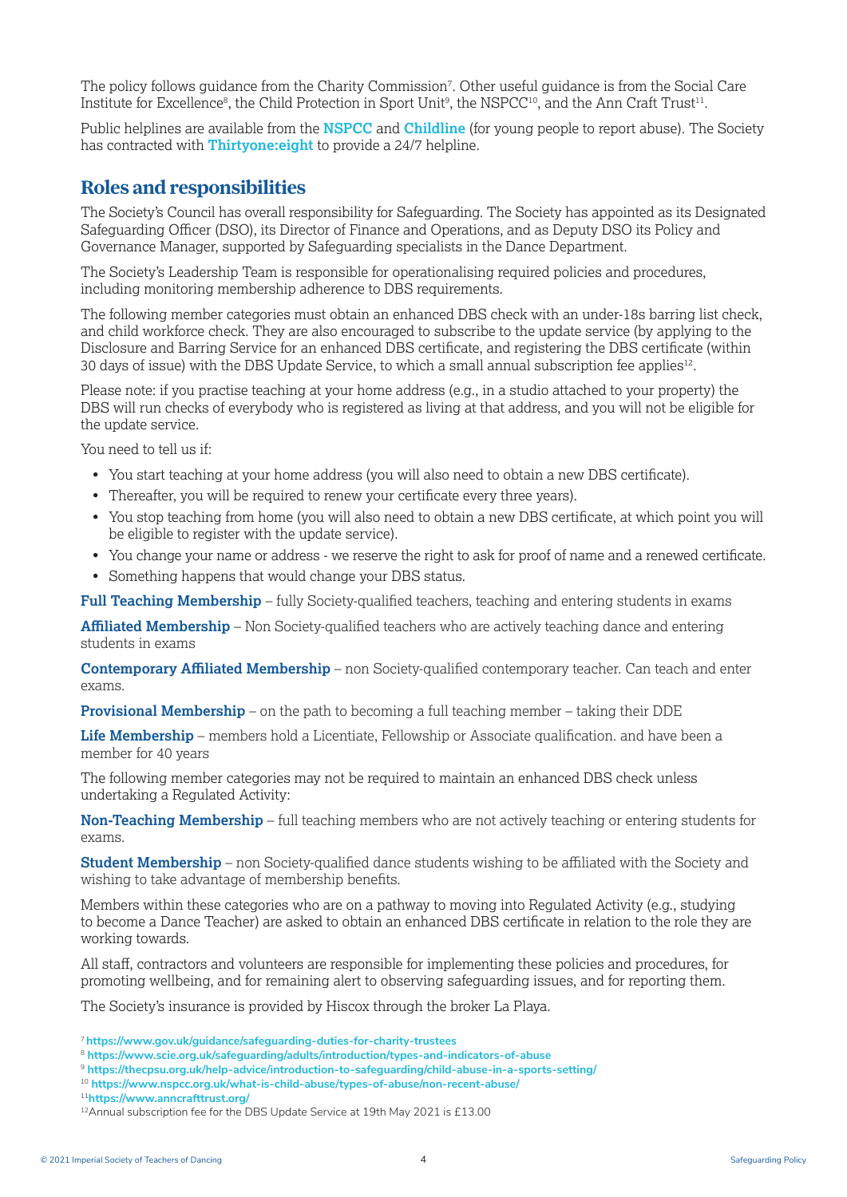The policy follows guidance from the Charity Commission[7]. Other useful guidance is from the Social Care Institute for Excellence[8], the Child Protection in Sport Unit[9], the NSPCC[10], and the Ann Craft Trust[11].

Public helplines are available from the **NSPCC** and **Childline** (for young people to report abuse). The Society has contracted with **Thirtyone:eight** to provide a 24/7 helpline.

## Roles and responsibilities

The Society's Council has overall responsibility for Safeguarding. The Society has appointed as its Designated Safeguarding Officer (DSO), its Director of Finance and Operations, and as Deputy DSO its Policy and Governance Manager, supported by Safeguarding specialists in the Dance Department.

The Society's Leadership Team is responsible for operationalising required policies and procedures, including monitoring membership adherence to DBS requirements.

The following member categories must obtain an enhanced DBS check with an under-18s barring list check, and child workforce check. They are also encouraged to subscribe to the update service (by applying to the Disclosure and Barring Service for an enhanced DBS certificate, and registering the DBS certificate (within 30 days of issue) with the DBS Update Service, to which a small annual subscription fee applies[12].

Please note: if you practise teaching at your home address (e.g., in a studio attached to your property) the DBS will run checks of everybody who is registered as living at that address, and you will not be eligible for the update service.

You need to tell us if:

- You start teaching at your home address (you will also need to obtain a new DBS certificate).
- Thereafter, you will be required to renew your certificate every three years).
- You stop teaching from home (you will also need to obtain a new DBS certificate, at which point you will be eligible to register with the update service).
- You change your name or address - we reserve the right to ask for proof of name and a renewed certificate.
- Something happens that would change your DBS status.

**Full Teaching Membership** – fully Society-qualified teachers, teaching and entering students in exams

**Affiliated Membership** – Non Society-qualified teachers who are actively teaching dance and entering students in exams

**Contemporary Affiliated Membership** – non Society-qualified contemporary teacher. Can teach and enter exams.

**Provisional Membership** – on the path to becoming a full teaching member – taking their DDE

**Life Membership** – members hold a Licentiate, Fellowship or Associate qualification. and have been a member for 40 years

The following member categories may not be required to maintain an enhanced DBS check unless undertaking a Regulated Activity:

**Non-Teaching Membership** – full teaching members who are not actively teaching or entering students for exams.

**Student Membership** – non Society-qualified dance students wishing to be affiliated with the Society and wishing to take advantage of membership benefits.

Members within these categories who are on a pathway to moving into Regulated Activity (e.g., studying to become a Dance Teacher) are asked to obtain an enhanced DBS certificate in relation to the role they are working towards.

All staff, contractors and volunteers are responsible for implementing these policies and procedures, for promoting wellbeing, and for remaining alert to observing safeguarding issues, and for reporting them.

The Society's insurance is provided by Hiscox through the broker La Playa.

---

[7] https://www.gov.uk/guidance/safeguarding-duties-for-charity-trustees
[8] https://www.scie.org.uk/safeguarding/adults/introduction/types-and-indicators-of-abuse
[9] https://thecpsu.org.uk/help-advice/introduction-to-safeguarding/child-abuse-in-a-sports-setting/
[10] https://www.nspcc.org.uk/what-is-child-abuse/types-of-abuse/non-recent-abuse/
[11] https://www.anncrafttrust.org/
[12] Annual subscription fee for the DBS Update Service at 19th May 2021 is £13.00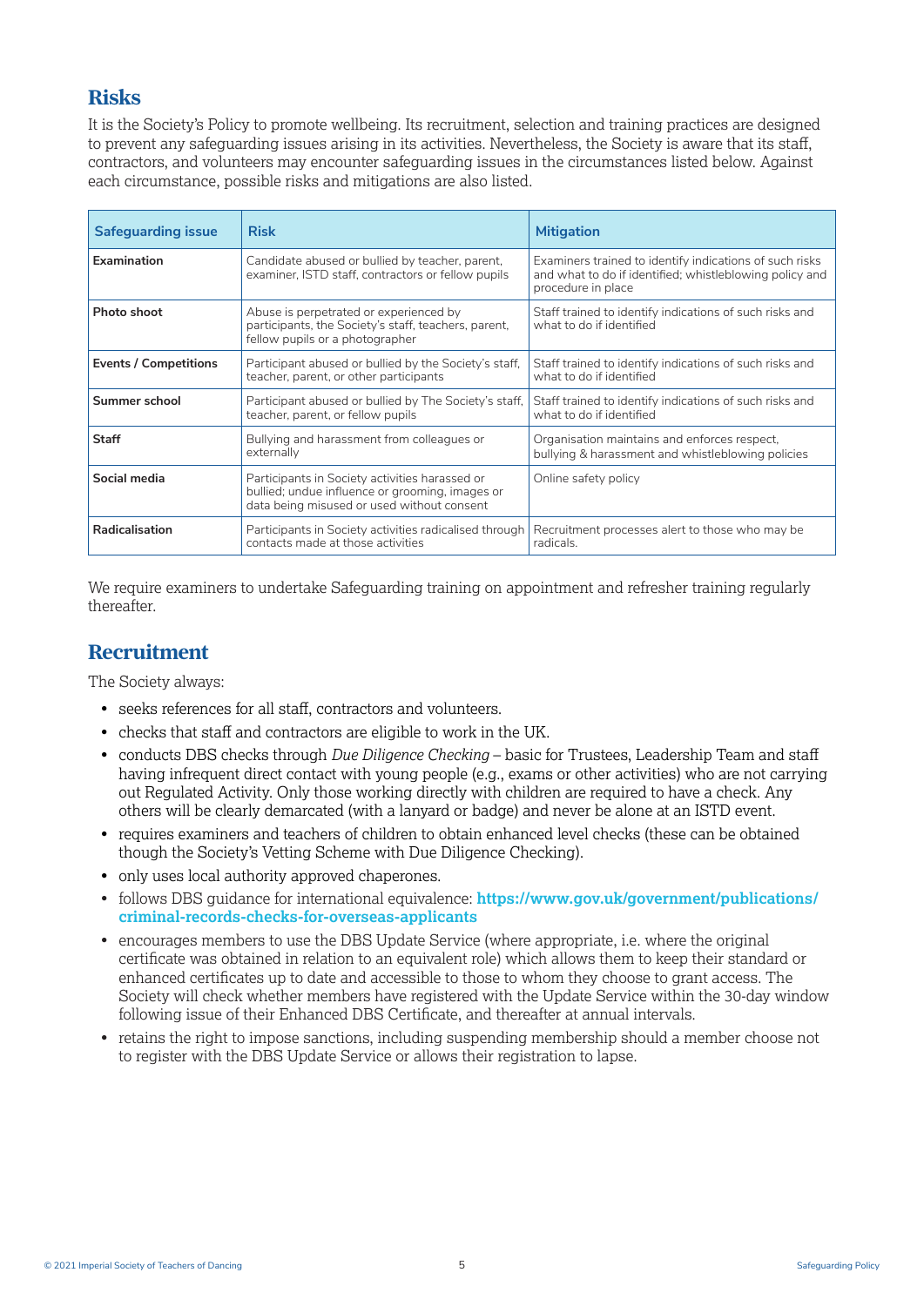## Risks

It is the Society's Policy to promote wellbeing. Its recruitment, selection and training practices are designed to prevent any safeguarding issues arising in its activities. Nevertheless, the Society is aware that its staff, contractors, and volunteers may encounter safeguarding issues in the circumstances listed below. Against each circumstance, possible risks and mitigations are also listed.

| Safeguarding issue | Risk | Mitigation |
|---|---|---|
| **Examination** | Candidate abused or bullied by teacher, parent, examiner, ISTD staff, contractors or fellow pupils | Examiners trained to identify indications of such risks and what to do if identified; whistleblowing policy and procedure in place |
| **Photo shoot** | Abuse is perpetrated or experienced by participants, the Society's staff, teachers, parent, fellow pupils or a photographer | Staff trained to identify indications of such risks and what to do if identified |
| **Events / Competitions** | Participant abused or bullied by the Society's staff, teacher, parent, or other participants | Staff trained to identify indications of such risks and what to do if identified |
| **Summer school** | Participant abused or bullied by The Society's staff, teacher, parent, or fellow pupils | Staff trained to identify indications of such risks and what to do if identified |
| **Staff** | Bullying and harassment from colleagues or externally | Organisation maintains and enforces respect, bullying & harassment and whistleblowing policies |
| **Social media** | Participants in Society activities harassed or bullied; undue influence or grooming, images or data being misused or used without consent | Online safety policy |
| **Radicalisation** | Participants in Society activities radicalised through contacts made at those activities | Recruitment processes alert to those who may be radicals. |

We require examiners to undertake Safeguarding training on appointment and refresher training regularly thereafter.

## Recruitment

The Society always:

- seeks references for all staff, contractors and volunteers.
- checks that staff and contractors are eligible to work in the UK.
- conducts DBS checks through *Due Diligence Checking* – basic for Trustees, Leadership Team and staff having infrequent direct contact with young people (e.g., exams or other activities) who are not carrying out Regulated Activity. Only those working directly with children are required to have a check. Any others will be clearly demarcated (with a lanyard or badge) and never be alone at an ISTD event.
- requires examiners and teachers of children to obtain enhanced level checks (these can be obtained though the Society's Vetting Scheme with Due Diligence Checking).
- only uses local authority approved chaperones.
- follows DBS guidance for international equivalence: **https://www.gov.uk/government/publications/criminal-records-checks-for-overseas-applicants**
- encourages members to use the DBS Update Service (where appropriate, i.e. where the original certificate was obtained in relation to an equivalent role) which allows them to keep their standard or enhanced certificates up to date and accessible to those to whom they choose to grant access. The Society will check whether members have registered with the Update Service within the 30-day window following issue of their Enhanced DBS Certificate, and thereafter at annual intervals.
- retains the right to impose sanctions, including suspending membership should a member choose not to register with the DBS Update Service or allows their registration to lapse.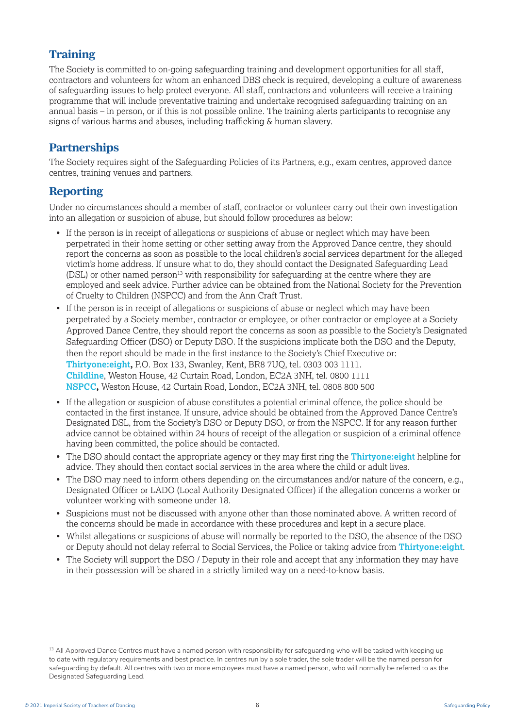## Training

The Society is committed to on-going safeguarding training and development opportunities for all staff, contractors and volunteers for whom an enhanced DBS check is required, developing a culture of awareness of safeguarding issues to help protect everyone. All staff, contractors and volunteers will receive a training programme that will include preventative training and undertake recognised safeguarding training on an annual basis – in person, or if this is not possible online. The training alerts participants to recognise any signs of various harms and abuses, including trafficking & human slavery.

## Partnerships

The Society requires sight of the Safeguarding Policies of its Partners, e.g., exam centres, approved dance centres, training venues and partners.

## Reporting

Under no circumstances should a member of staff, contractor or volunteer carry out their own investigation into an allegation or suspicion of abuse, but should follow procedures as below:

- If the person is in receipt of allegations or suspicions of abuse or neglect which may have been perpetrated in their home setting or other setting away from the Approved Dance centre, they should report the concerns as soon as possible to the local children's social services department for the alleged victim's home address. If unsure what to do, they should contact the Designated Safeguarding Lead (DSL) or other named person[13] with responsibility for safeguarding at the centre where they are employed and seek advice. Further advice can be obtained from the National Society for the Prevention of Cruelty to Children (NSPCC) and from the Ann Craft Trust.
- If the person is in receipt of allegations or suspicions of abuse or neglect which may have been perpetrated by a Society member, contractor or employee, or other contractor or employee at a Society Approved Dance Centre, they should report the concerns as soon as possible to the Society's Designated Safeguarding Officer (DSO) or Deputy DSO. If the suspicions implicate both the DSO and the Deputy, then the report should be made in the first instance to the Society's Chief Executive or:
  **Thirtyone:eight,** P.O. Box 133, Swanley, Kent, BR8 7UQ, tel. 0303 003 1111.
  **Childline**, Weston House, 42 Curtain Road, London, EC2A 3NH, tel. 0800 1111
  **NSPCC,** Weston House, 42 Curtain Road, London, EC2A 3NH, tel. 0808 800 500
- If the allegation or suspicion of abuse constitutes a potential criminal offence, the police should be contacted in the first instance. If unsure, advice should be obtained from the Approved Dance Centre's Designated DSL, from the Society's DSO or Deputy DSO, or from the NSPCC. If for any reason further advice cannot be obtained within 24 hours of receipt of the allegation or suspicion of a criminal offence having been committed, the police should be contacted.
- The DSO should contact the appropriate agency or they may first ring the **Thirtyone:eight** helpline for advice. They should then contact social services in the area where the child or adult lives.
- The DSO may need to inform others depending on the circumstances and/or nature of the concern, e.g., Designated Officer or LADO (Local Authority Designated Officer) if the allegation concerns a worker or volunteer working with someone under 18.
- Suspicions must not be discussed with anyone other than those nominated above. A written record of the concerns should be made in accordance with these procedures and kept in a secure place.
- Whilst allegations or suspicions of abuse will normally be reported to the DSO, the absence of the DSO or Deputy should not delay referral to Social Services, the Police or taking advice from **Thirtyone:eight**.
- The Society will support the DSO / Deputy in their role and accept that any information they may have in their possession will be shared in a strictly limited way on a need-to-know basis.

[13] All Approved Dance Centres must have a named person with responsibility for safeguarding who will be tasked with keeping up to date with regulatory requirements and best practice. In centres run by a sole trader, the sole trader will be the named person for safeguarding by default. All centres with two or more employees must have a named person, who will normally be referred to as the Designated Safeguarding Lead.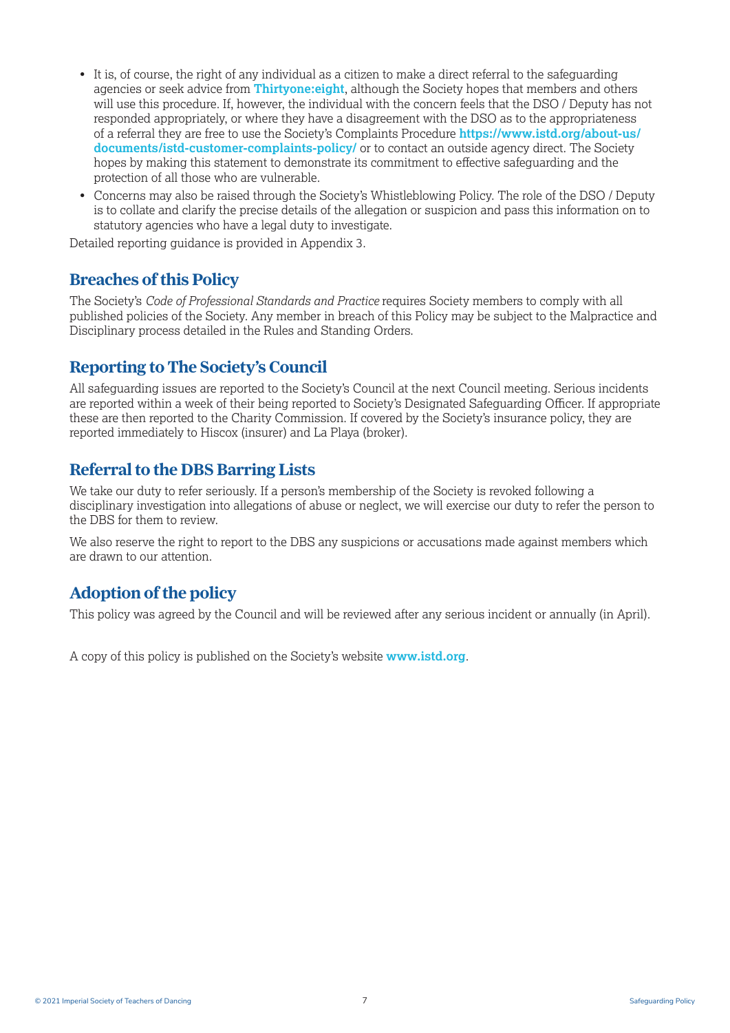- It is, of course, the right of any individual as a citizen to make a direct referral to the safeguarding agencies or seek advice from **Thirtyone:eight**, although the Society hopes that members and others will use this procedure. If, however, the individual with the concern feels that the DSO / Deputy has not responded appropriately, or where they have a disagreement with the DSO as to the appropriateness of a referral they are free to use the Society's Complaints Procedure **https://www.istd.org/about-us/documents/istd-customer-complaints-policy/** or to contact an outside agency direct. The Society hopes by making this statement to demonstrate its commitment to effective safeguarding and the protection of all those who are vulnerable.
- Concerns may also be raised through the Society's Whistleblowing Policy. The role of the DSO / Deputy is to collate and clarify the precise details of the allegation or suspicion and pass this information on to statutory agencies who have a legal duty to investigate.

Detailed reporting guidance is provided in Appendix 3.

## Breaches of this Policy

The Society's *Code of Professional Standards and Practice* requires Society members to comply with all published policies of the Society. Any member in breach of this Policy may be subject to the Malpractice and Disciplinary process detailed in the Rules and Standing Orders.

## Reporting to The Society's Council

All safeguarding issues are reported to the Society's Council at the next Council meeting. Serious incidents are reported within a week of their being reported to Society's Designated Safeguarding Officer. If appropriate these are then reported to the Charity Commission. If covered by the Society's insurance policy, they are reported immediately to Hiscox (insurer) and La Playa (broker).

## Referral to the DBS Barring Lists

We take our duty to refer seriously. If a person's membership of the Society is revoked following a disciplinary investigation into allegations of abuse or neglect, we will exercise our duty to refer the person to the DBS for them to review.

We also reserve the right to report to the DBS any suspicions or accusations made against members which are drawn to our attention.

## Adoption of the policy

This policy was agreed by the Council and will be reviewed after any serious incident or annually (in April).

A copy of this policy is published on the Society's website **www.istd.org**.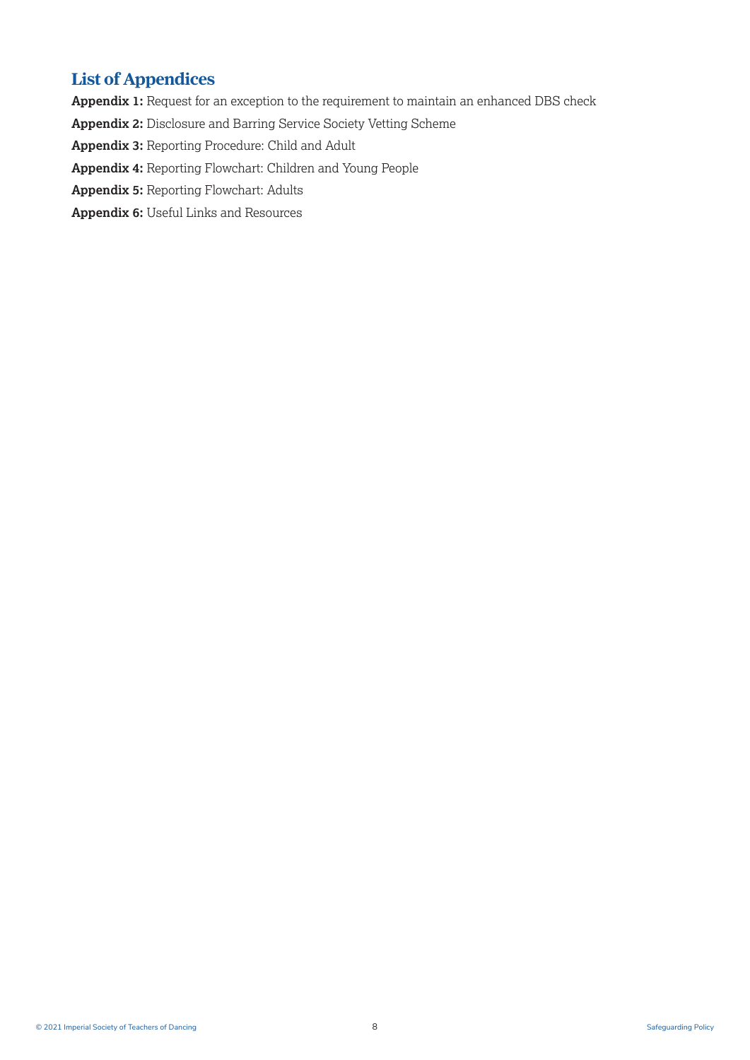## List of Appendices

**Appendix 1:** Request for an exception to the requirement to maintain an enhanced DBS check

**Appendix 2:** Disclosure and Barring Service Society Vetting Scheme

**Appendix 3:** Reporting Procedure: Child and Adult

**Appendix 4:** Reporting Flowchart: Children and Young People

**Appendix 5:** Reporting Flowchart: Adults

**Appendix 6:** Useful Links and Resources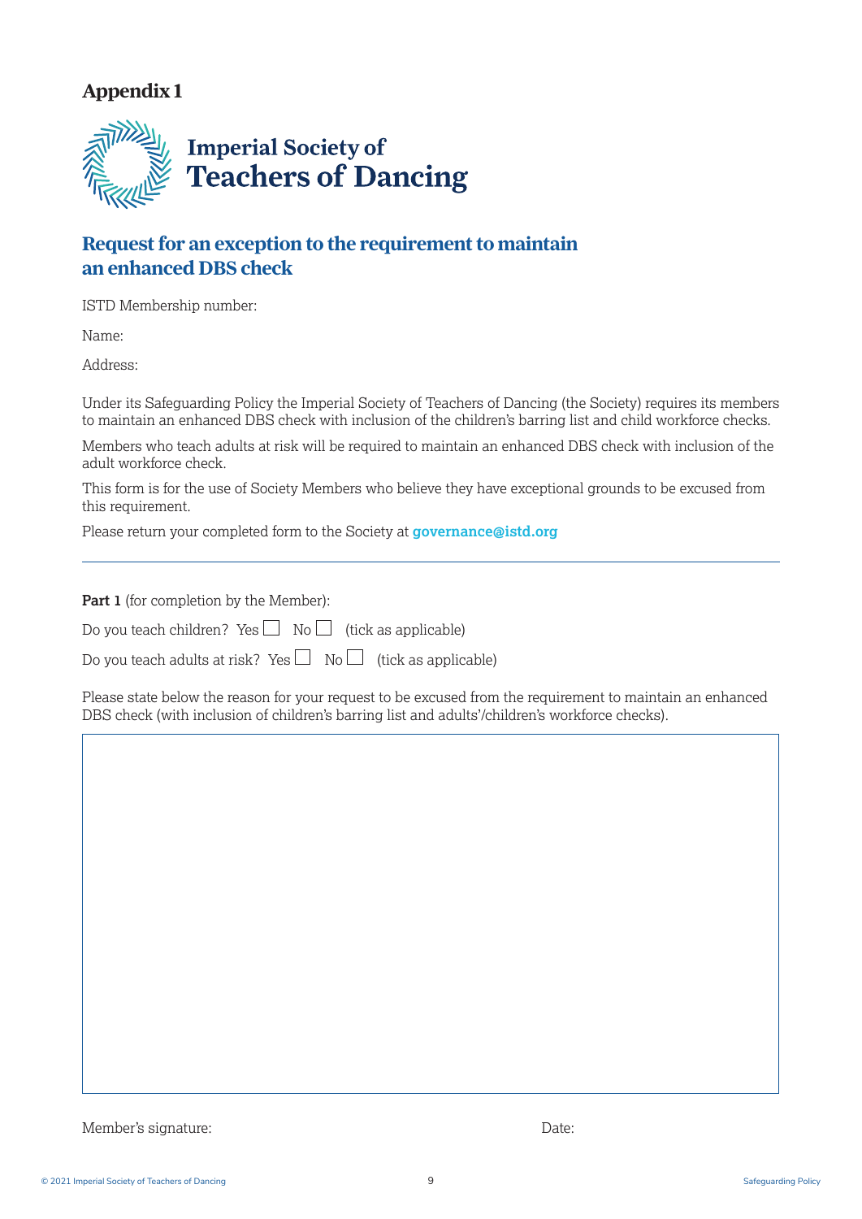# Appendix 1

**Imperial Society of Teachers of Dancing**

## Request for an exception to the requirement to maintain an enhanced DBS check

ISTD Membership number:

Name:

Address:

Under its Safeguarding Policy the Imperial Society of Teachers of Dancing (the Society) requires its members to maintain an enhanced DBS check with inclusion of the children's barring list and child workforce checks.

Members who teach adults at risk will be required to maintain an enhanced DBS check with inclusion of the adult workforce check.

This form is for the use of Society Members who believe they have exceptional grounds to be excused from this requirement.

Please return your completed form to the Society at **governance@istd.org**

---

**Part 1** (for completion by the Member):

Do you teach children? Yes ☐ No ☐ (tick as applicable)

Do you teach adults at risk? Yes ☐ No ☐ (tick as applicable)

Please state below the reason for your request to be excused from the requirement to maintain an enhanced DBS check (with inclusion of children's barring list and adults'/children's workforce checks).

Member's signature: Date: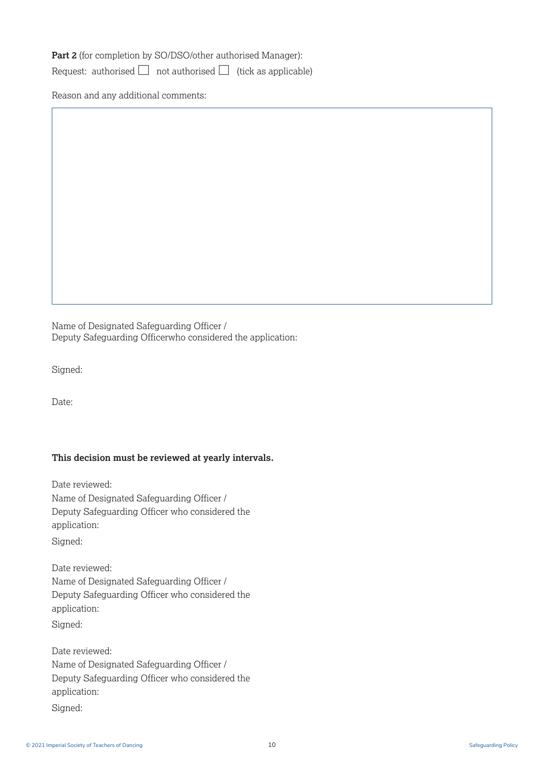**Part 2** (for completion by SO/DSO/other authorised Manager):

Request: authorised ☐ not authorised ☐ (tick as applicable)

Reason and any additional comments:

|   |
|---|
|   |

Name of Designated Safeguarding Officer /
Deputy Safeguarding Officerwho considered the application:

Signed:

Date:

**This decision must be reviewed at yearly intervals.**

Date reviewed:
Name of Designated Safeguarding Officer /
Deputy Safeguarding Officer who considered the application:
Signed:

Date reviewed:
Name of Designated Safeguarding Officer /
Deputy Safeguarding Officer who considered the application:
Signed:

Date reviewed:
Name of Designated Safeguarding Officer /
Deputy Safeguarding Officer who considered the application:
Signed: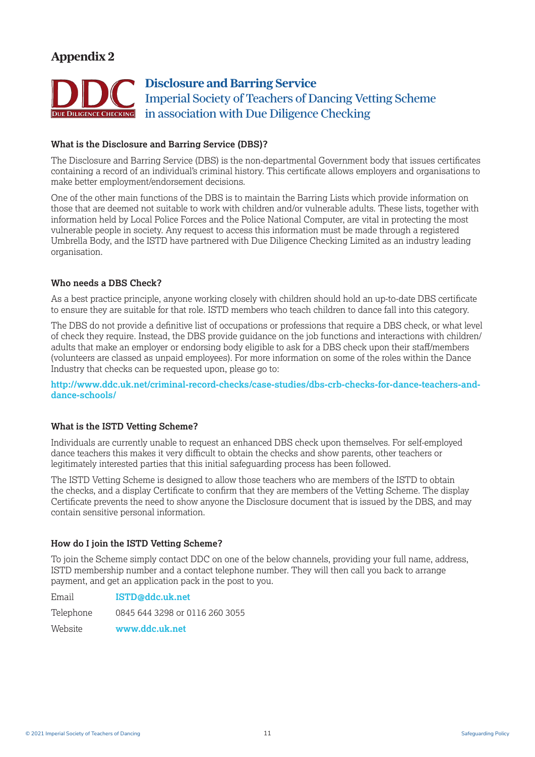# Appendix 2

## Disclosure and Barring Service

Imperial Society of Teachers of Dancing Vetting Scheme
in association with Due Diligence Checking

### What is the Disclosure and Barring Service (DBS)?

The Disclosure and Barring Service (DBS) is the non-departmental Government body that issues certificates containing a record of an individual's criminal history. This certificate allows employers and organisations to make better employment/endorsement decisions.

One of the other main functions of the DBS is to maintain the Barring Lists which provide information on those that are deemed not suitable to work with children and/or vulnerable adults. These lists, together with information held by Local Police Forces and the Police National Computer, are vital in protecting the most vulnerable people in society. Any request to access this information must be made through a registered Umbrella Body, and the ISTD have partnered with Due Diligence Checking Limited as an industry leading organisation.

### Who needs a DBS Check?

As a best practice principle, anyone working closely with children should hold an up-to-date DBS certificate to ensure they are suitable for that role. ISTD members who teach children to dance fall into this category.

The DBS do not provide a definitive list of occupations or professions that require a DBS check, or what level of check they require. Instead, the DBS provide guidance on the job functions and interactions with children/adults that make an employer or endorsing body eligible to ask for a DBS check upon their staff/members (volunteers are classed as unpaid employees). For more information on some of the roles within the Dance Industry that checks can be requested upon, please go to:

**http://www.ddc.uk.net/criminal-record-checks/case-studies/dbs-crb-checks-for-dance-teachers-and-dance-schools/**

### What is the ISTD Vetting Scheme?

Individuals are currently unable to request an enhanced DBS check upon themselves. For self-employed dance teachers this makes it very difficult to obtain the checks and show parents, other teachers or legitimately interested parties that this initial safeguarding process has been followed.

The ISTD Vetting Scheme is designed to allow those teachers who are members of the ISTD to obtain the checks, and a display Certificate to confirm that they are members of the Vetting Scheme. The display Certificate prevents the need to show anyone the Disclosure document that is issued by the DBS, and may contain sensitive personal information.

### How do I join the ISTD Vetting Scheme?

To join the Scheme simply contact DDC on one of the below channels, providing your full name, address, ISTD membership number and a contact telephone number. They will then call you back to arrange payment, and get an application pack in the post to you.

| | |
|---|---|
| Email | **ISTD@ddc.uk.net** |
| Telephone | 0845 644 3298 or 0116 260 3055 |
| Website | **www.ddc.uk.net** |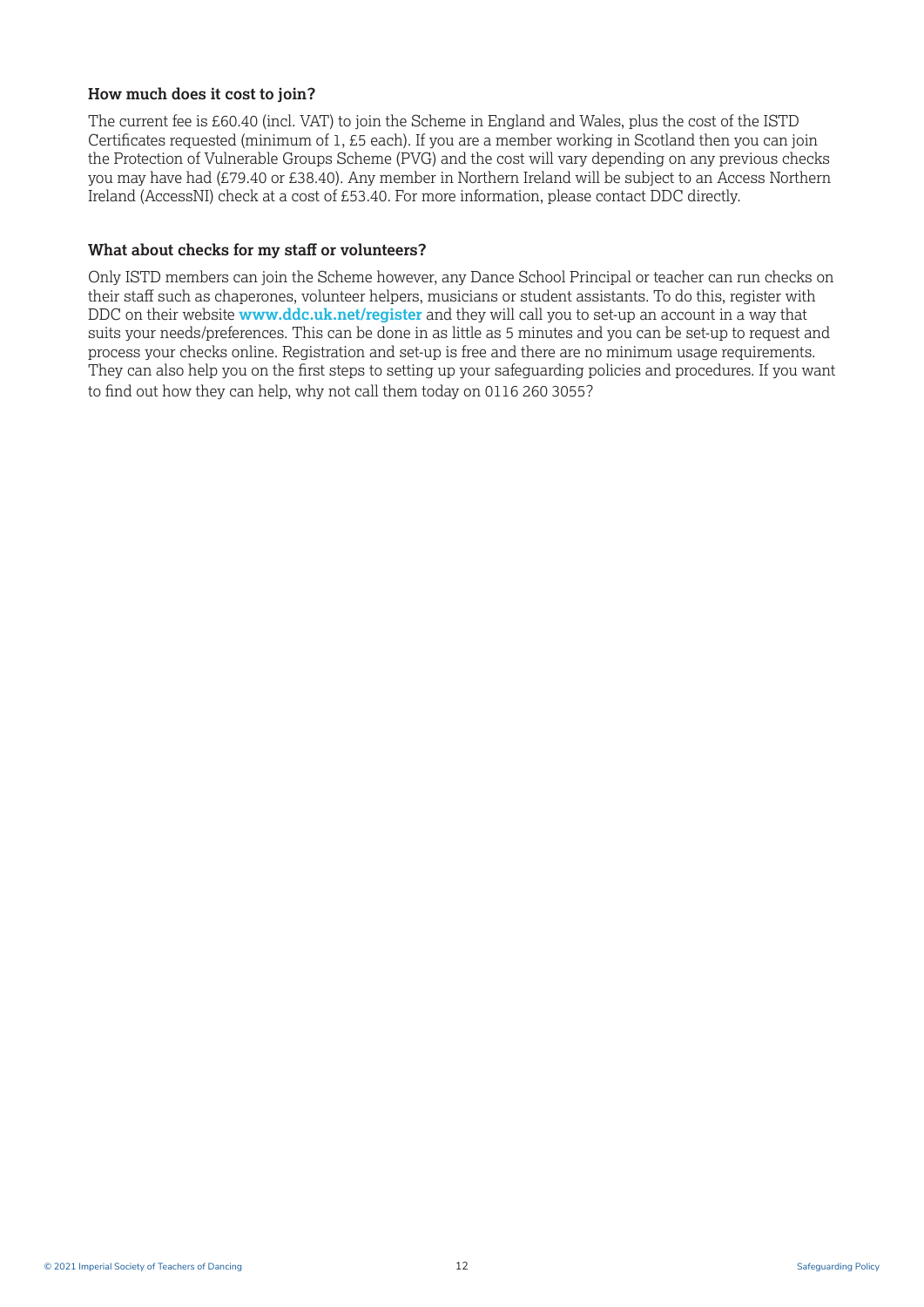**How much does it cost to join?**

The current fee is £60.40 (incl. VAT) to join the Scheme in England and Wales, plus the cost of the ISTD Certificates requested (minimum of 1, £5 each). If you are a member working in Scotland then you can join the Protection of Vulnerable Groups Scheme (PVG) and the cost will vary depending on any previous checks you may have had (£79.40 or £38.40). Any member in Northern Ireland will be subject to an Access Northern Ireland (AccessNI) check at a cost of £53.40. For more information, please contact DDC directly.

**What about checks for my staff or volunteers?**

Only ISTD members can join the Scheme however, any Dance School Principal or teacher can run checks on their staff such as chaperones, volunteer helpers, musicians or student assistants. To do this, register with DDC on their website **www.ddc.uk.net/register** and they will call you to set-up an account in a way that suits your needs/preferences. This can be done in as little as 5 minutes and you can be set-up to request and process your checks online. Registration and set-up is free and there are no minimum usage requirements. They can also help you on the first steps to setting up your safeguarding policies and procedures. If you want to find out how they can help, why not call them today on 0116 260 3055?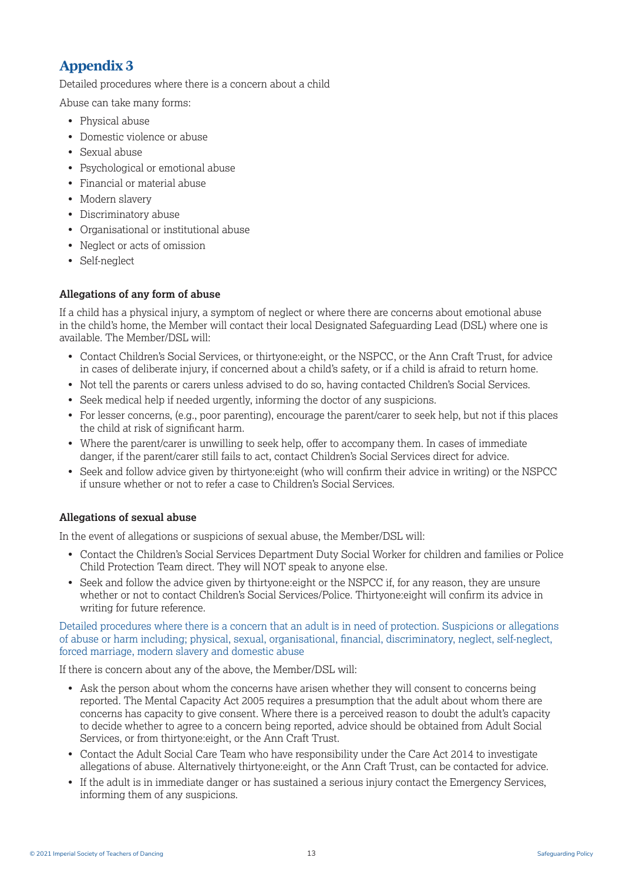## Appendix 3

Detailed procedures where there is a concern about a child

Abuse can take many forms:

- Physical abuse
- Domestic violence or abuse
- Sexual abuse
- Psychological or emotional abuse
- Financial or material abuse
- Modern slavery
- Discriminatory abuse
- Organisational or institutional abuse
- Neglect or acts of omission
- Self-neglect

**Allegations of any form of abuse**

If a child has a physical injury, a symptom of neglect or where there are concerns about emotional abuse in the child's home, the Member will contact their local Designated Safeguarding Lead (DSL) where one is available. The Member/DSL will:

- Contact Children's Social Services, or thirtyone:eight, or the NSPCC, or the Ann Craft Trust, for advice in cases of deliberate injury, if concerned about a child's safety, or if a child is afraid to return home.
- Not tell the parents or carers unless advised to do so, having contacted Children's Social Services.
- Seek medical help if needed urgently, informing the doctor of any suspicions.
- For lesser concerns, (e.g., poor parenting), encourage the parent/carer to seek help, but not if this places the child at risk of significant harm.
- Where the parent/carer is unwilling to seek help, offer to accompany them. In cases of immediate danger, if the parent/carer still fails to act, contact Children's Social Services direct for advice.
- Seek and follow advice given by thirtyone:eight (who will confirm their advice in writing) or the NSPCC if unsure whether or not to refer a case to Children's Social Services.

**Allegations of sexual abuse**

In the event of allegations or suspicions of sexual abuse, the Member/DSL will:

- Contact the Children's Social Services Department Duty Social Worker for children and families or Police Child Protection Team direct. They will NOT speak to anyone else.
- Seek and follow the advice given by thirtyone:eight or the NSPCC if, for any reason, they are unsure whether or not to contact Children's Social Services/Police. Thirtyone:eight will confirm its advice in writing for future reference.

Detailed procedures where there is a concern that an adult is in need of protection. Suspicions or allegations of abuse or harm including; physical, sexual, organisational, financial, discriminatory, neglect, self-neglect, forced marriage, modern slavery and domestic abuse

If there is concern about any of the above, the Member/DSL will:

- Ask the person about whom the concerns have arisen whether they will consent to concerns being reported. The Mental Capacity Act 2005 requires a presumption that the adult about whom there are concerns has capacity to give consent. Where there is a perceived reason to doubt the adult's capacity to decide whether to agree to a concern being reported, advice should be obtained from Adult Social Services, or from thirtyone:eight, or the Ann Craft Trust.
- Contact the Adult Social Care Team who have responsibility under the Care Act 2014 to investigate allegations of abuse. Alternatively thirtyone:eight, or the Ann Craft Trust, can be contacted for advice.
- If the adult is in immediate danger or has sustained a serious injury contact the Emergency Services, informing them of any suspicions.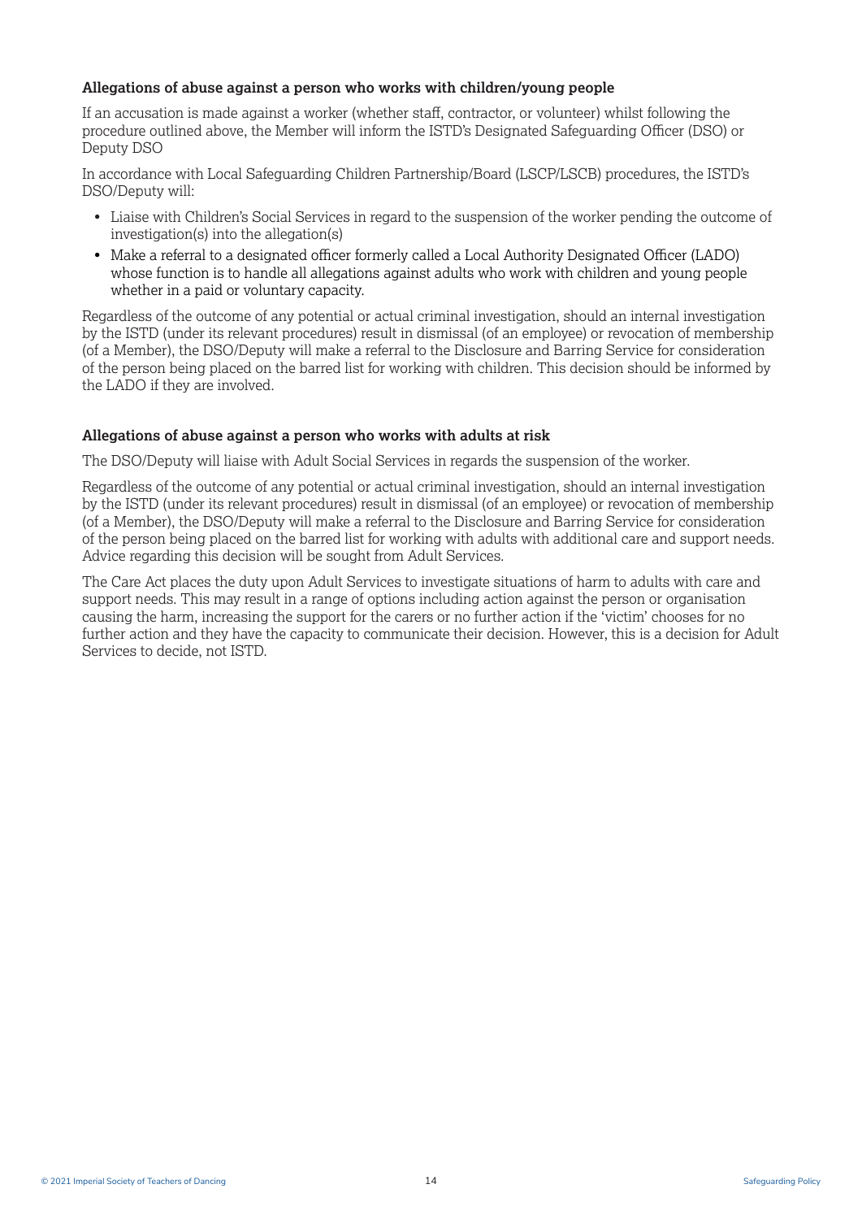### Allegations of abuse against a person who works with children/young people

If an accusation is made against a worker (whether staff, contractor, or volunteer) whilst following the procedure outlined above, the Member will inform the ISTD's Designated Safeguarding Officer (DSO) or Deputy DSO

In accordance with Local Safeguarding Children Partnership/Board (LSCP/LSCB) procedures, the ISTD's DSO/Deputy will:

- Liaise with Children's Social Services in regard to the suspension of the worker pending the outcome of investigation(s) into the allegation(s)
- Make a referral to a designated officer formerly called a Local Authority Designated Officer (LADO) whose function is to handle all allegations against adults who work with children and young people whether in a paid or voluntary capacity.

Regardless of the outcome of any potential or actual criminal investigation, should an internal investigation by the ISTD (under its relevant procedures) result in dismissal (of an employee) or revocation of membership (of a Member), the DSO/Deputy will make a referral to the Disclosure and Barring Service for consideration of the person being placed on the barred list for working with children. This decision should be informed by the LADO if they are involved.

### Allegations of abuse against a person who works with adults at risk

The DSO/Deputy will liaise with Adult Social Services in regards the suspension of the worker.

Regardless of the outcome of any potential or actual criminal investigation, should an internal investigation by the ISTD (under its relevant procedures) result in dismissal (of an employee) or revocation of membership (of a Member), the DSO/Deputy will make a referral to the Disclosure and Barring Service for consideration of the person being placed on the barred list for working with adults with additional care and support needs. Advice regarding this decision will be sought from Adult Services.

The Care Act places the duty upon Adult Services to investigate situations of harm to adults with care and support needs. This may result in a range of options including action against the person or organisation causing the harm, increasing the support for the carers or no further action if the 'victim' chooses for no further action and they have the capacity to communicate their decision. However, this is a decision for Adult Services to decide, not ISTD.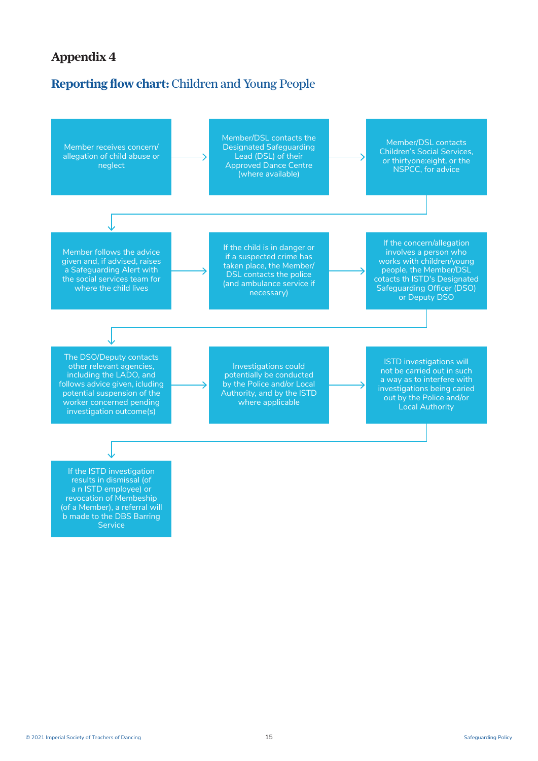# Appendix 4

## **Reporting flow chart:** Children and Young People

1. Member receives concern/allegation of child abuse or neglect
2. Member/DSL contacts the Designated Safeguarding Lead (DSL) of their Approved Dance Centre (where available)
3. Member/DSL contacts Children's Social Services, or thirtyone:eight, or the NSPCC, for advice
4. Member follows the advice given and, if advised, raises a Safeguarding Alert with the social services team for where the child lives
5. If the child is in danger or if a suspected crime has taken place, the Member/DSL contacts the police (and ambulance service if necessary)
6. If the concern/allegation involves a person who works with children/young people, the Member/DSL cotacts th ISTD's Designated Safeguarding Officer (DSO) or Deputy DSO
7. The DSO/Deputy contacts other relevant agencies, including the LADO, and follows advice given, icluding potential suspension of the worker concerned pending investigation outcome(s)
8. Investigations could potentially be conducted by the Police and/or Local Authority, and by the ISTD where applicable
9. ISTD investigations will not be carried out in such a way as to interfere with investigations being caried out by the Police and/or Local Authority
10. If the ISTD investigation results in dismissal (of a n ISTD employee) or revocation of Membeship (of a Member), a referral will b made to the DBS Barring Service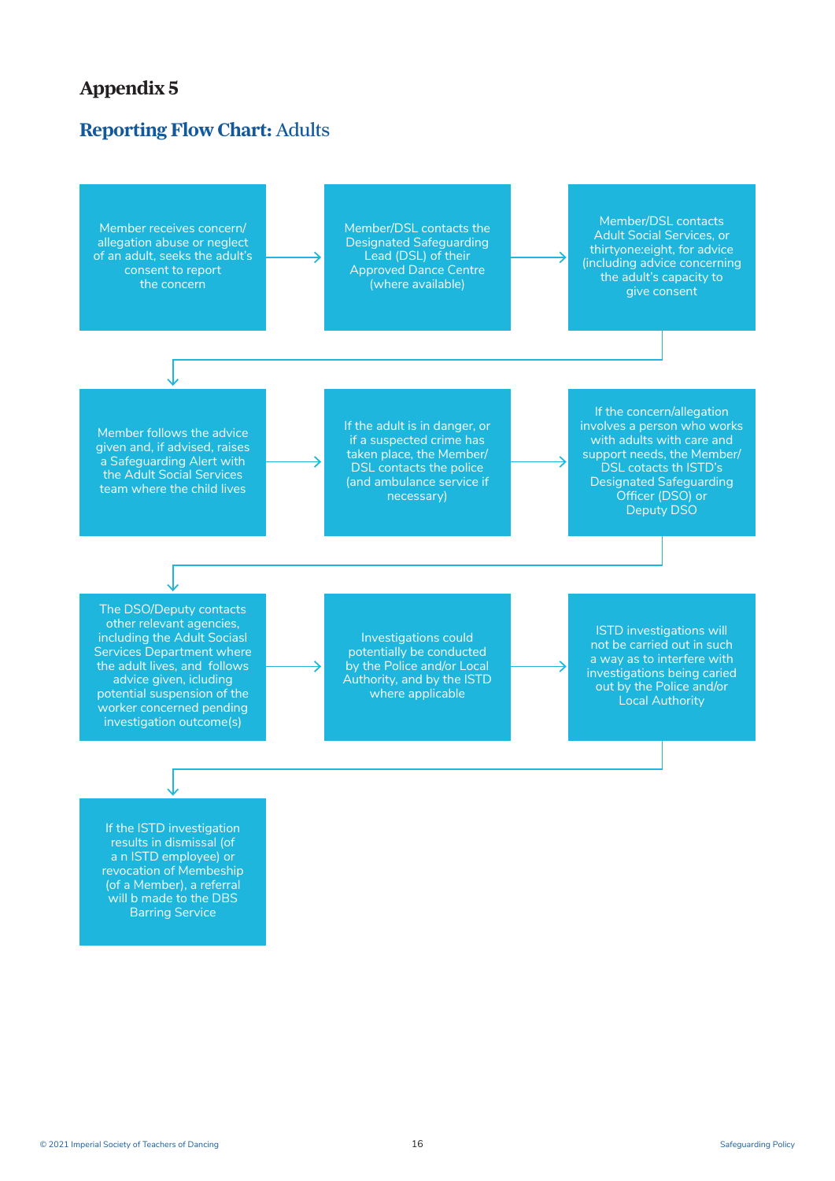# Appendix 5

## Reporting Flow Chart: Adults

1. Member receives concern/ allegation abuse or neglect of an adult, seeks the adult's consent to report the concern
2. Member/DSL contacts the Designated Safeguarding Lead (DSL) of their Approved Dance Centre (where available)
3. Member/DSL contacts Adult Social Services, or thirtyone:eight, for advice (including advice concerning the adult's capacity to give consent
4. Member follows the advice given and, if advised, raises a Safeguarding Alert with the Adult Social Services team where the child lives
5. If the adult is in danger, or if a suspected crime has taken place, the Member/ DSL contacts the police (and ambulance service if necessary)
6. If the concern/allegation involves a person who works with adults with care and support needs, the Member/ DSL cotacts th ISTD's Designated Safeguarding Officer (DSO) or Deputy DSO
7. The DSO/Deputy contacts other relevant agencies, including the Adult Sociasl Services Department where the adult lives, and follows advice given, icluding potential suspension of the worker concerned pending investigation outcome(s)
8. Investigations could potentially be conducted by the Police and/or Local Authority, and by the ISTD where applicable
9. ISTD investigations will not be carried out in such a way as to interfere with investigations being caried out by the Police and/or Local Authority
10. If the ISTD investigation results in dismissal (of a n ISTD employee) or revocation of Membeship (of a Member), a referral will b made to the DBS Barring Service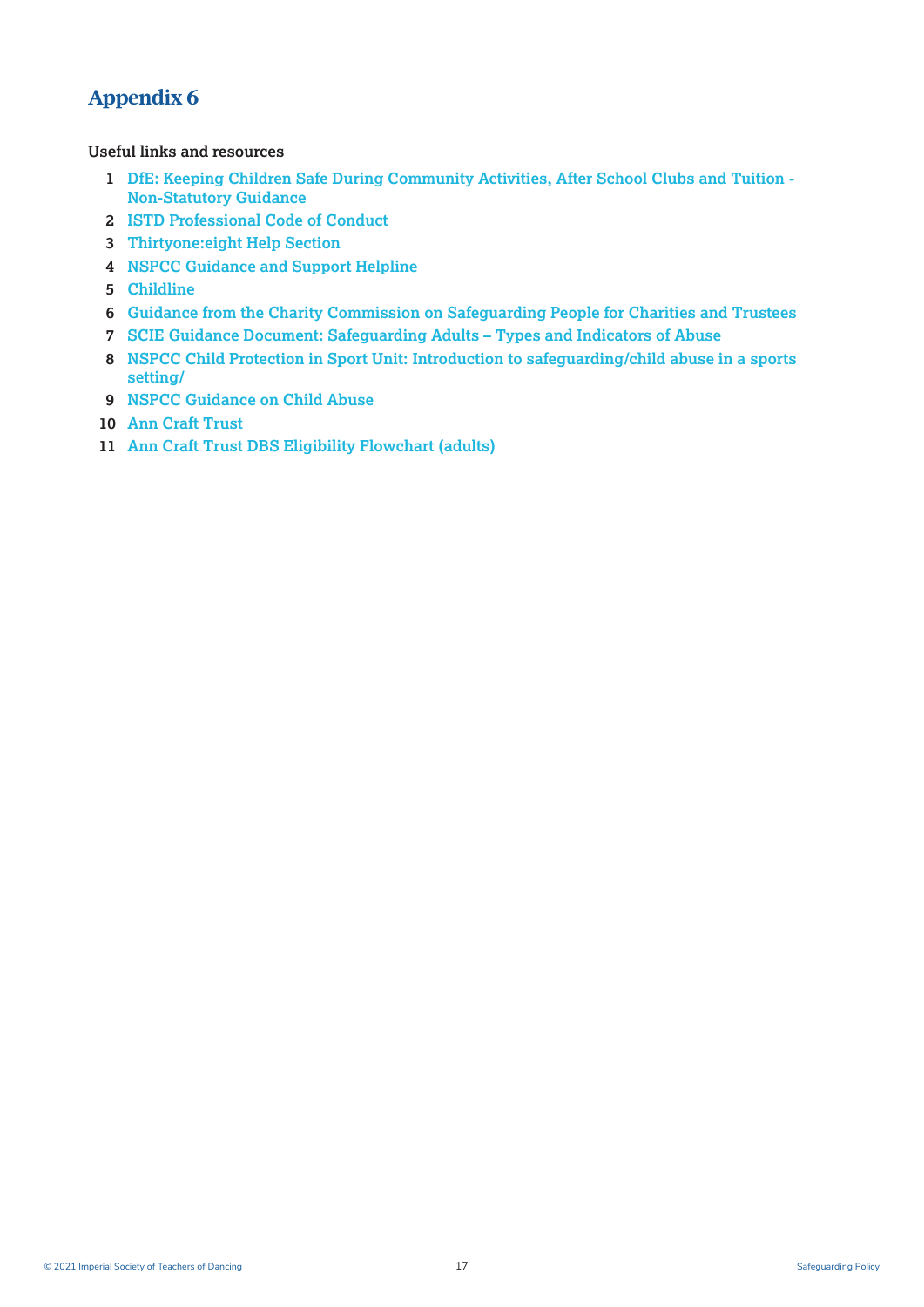# Appendix 6

**Useful links and resources**

1. DfE: Keeping Children Safe During Community Activities, After School Clubs and Tuition - Non-Statutory Guidance
2. ISTD Professional Code of Conduct
3. Thirtyone:eight Help Section
4. NSPCC Guidance and Support Helpline
5. Childline
6. Guidance from the Charity Commission on Safeguarding People for Charities and Trustees
7. SCIE Guidance Document: Safeguarding Adults – Types and Indicators of Abuse
8. NSPCC Child Protection in Sport Unit: Introduction to safeguarding/child abuse in a sports setting/
9. NSPCC Guidance on Child Abuse
10. Ann Craft Trust
11. Ann Craft Trust DBS Eligibility Flowchart (adults)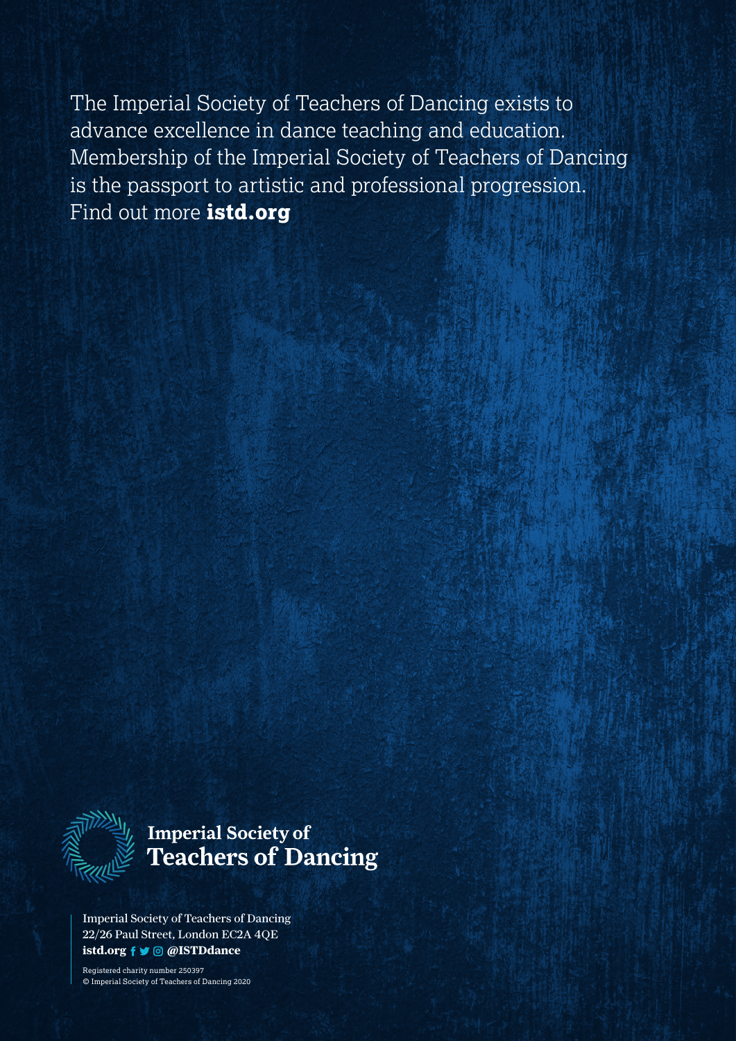The Imperial Society of Teachers of Dancing exists to advance excellence in dance teaching and education. Membership of the Imperial Society of Teachers of Dancing is the passport to artistic and professional progression. Find out more **istd.org**

**Imperial Society of**
**Teachers of Dancing**

Imperial Society of Teachers of Dancing
22/26 Paul Street, London EC2A 4QE
**istd.org** **@ISTDdance**

Registered charity number 250397
© Imperial Society of Teachers of Dancing 2020